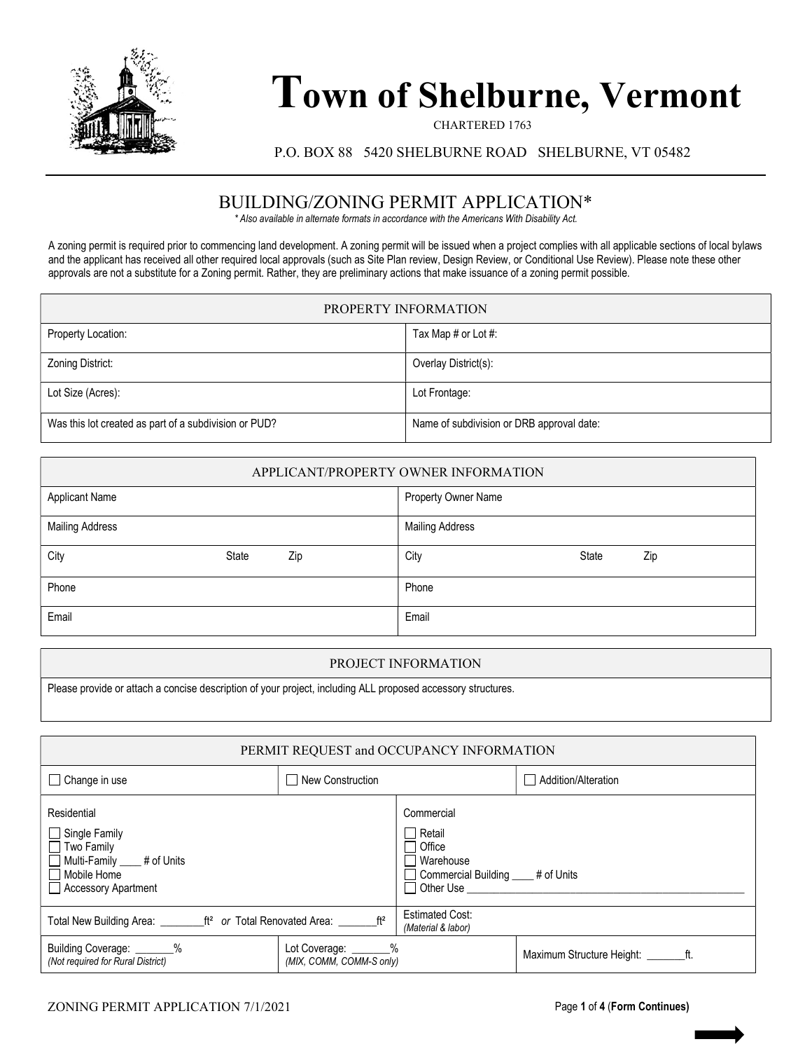# Town of Shelburne, Vermont

CHARTERED 1763

P.O. BOX 88 5420 SHELBURNE ROAD SHELBURNE, VT 05482

## BUILDING/ZONING PERMIT APPLICATION*

*\* Also available in alternate formats in accordance with the Americans With Disability Act.*

A zoning permit is required prior to commencing land development. A zoning permit will be issued when a project complies with all applicable sections of local bylaws and the applicant has received all other required local approvals (such as Site Plan review, Design Review, or Conditional Use Review). Please note these other approvals are not a substitute for a Zoning permit. Rather, they are preliminary actions that make issuance of a zoning permit possible.

| PROPERTY INFORMATION | |
|---|---|
| Property Location: | Tax Map # or Lot #: |
| Zoning District: | Overlay District(s): |
| Lot Size (Acres): | Lot Frontage: |
| Was this lot created as part of a subdivision or PUD? | Name of subdivision or DRB approval date: |

| APPLICANT/PROPERTY OWNER INFORMATION | |
|---|---|
| Applicant Name | Property Owner Name |
| Mailing Address | Mailing Address |
| City State Zip | City State Zip |
| Phone | Phone |
| Email | Email |

| PROJECT INFORMATION |
|---|
| Please provide or attach a concise description of your project, including ALL proposed accessory structures. |

| PERMIT REQUEST and OCCUPANCY INFORMATION | | |
|---|---|---|
| ☐ Change in use | ☐ New Construction | ☐ Addition/Alteration |
| Residential<br>☐ Single Family<br>☐ Two Family<br>☐ Multi-Family ____ # of Units<br>☐ Mobile Home<br>☐ Accessory Apartment | | Commercial<br>☐ Retail<br>☐ Office<br>☐ Warehouse<br>☐ Commercial Building ____ # of Units<br>☐ Other Use ____________________ |
| Total New Building Area: ________ft² *or* Total Renovated Area: _______ft² | | Estimated Cost:<br>*(Material & labor)* |
| Building Coverage: _______%<br>*(Not required for Rural District)* | Lot Coverage: _______%<br>*(MIX, COMM, COMM-S only)* | Maximum Structure Height: _______ft. |

ZONING PERMIT APPLICATION 7/1/2021

(**Form Continues**)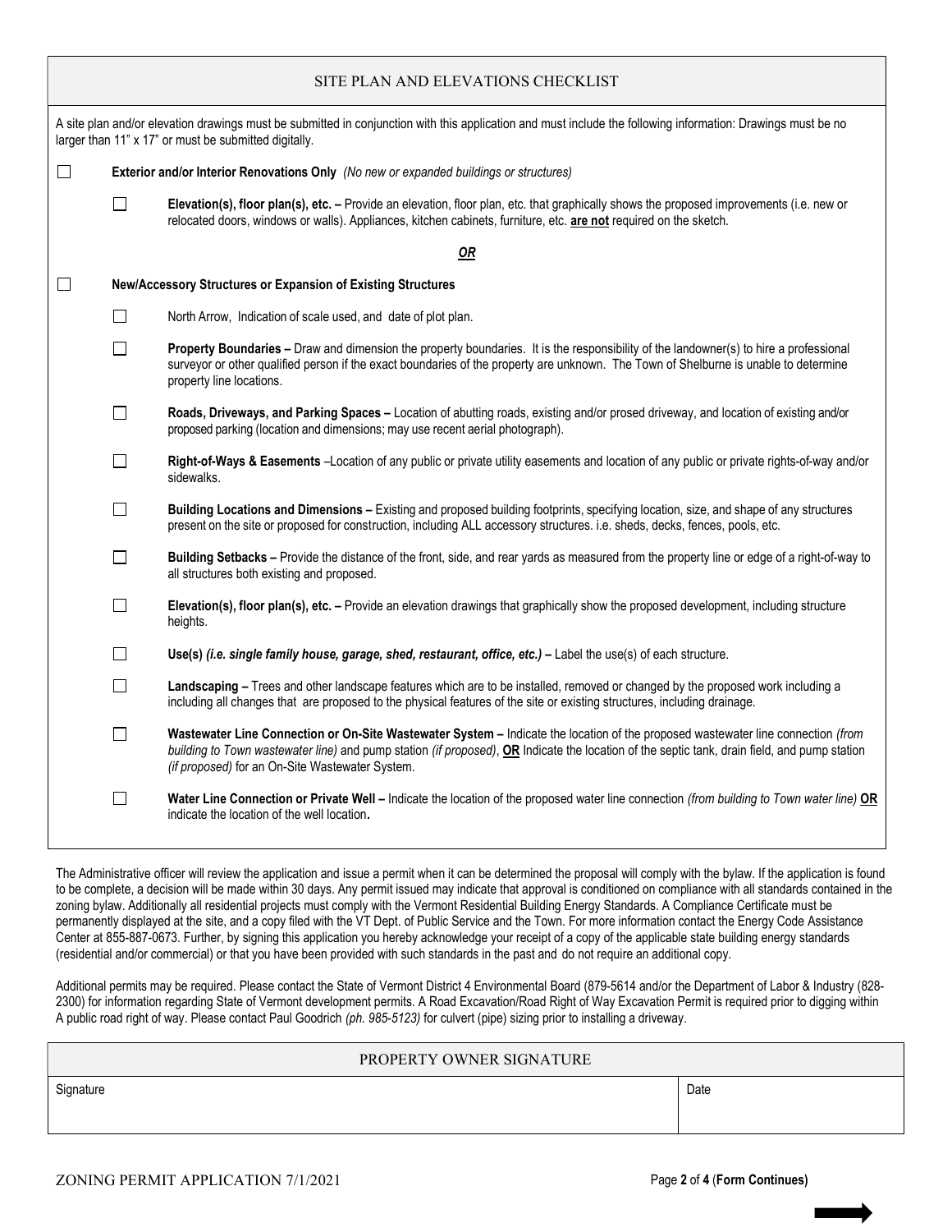## SITE PLAN AND ELEVATIONS CHECKLIST

A site plan and/or elevation drawings must be submitted in conjunction with this application and must include the following information: Drawings must be no larger than 11" x 17" or must be submitted digitally.

- ☐ **Exterior and/or Interior Renovations Only** *(No new or expanded buildings or structures)*
  - ☐ **Elevation(s), floor plan(s), etc. –** Provide an elevation, floor plan, etc. that graphically shows the proposed improvements (i.e. new or relocated doors, windows or walls). Appliances, kitchen cabinets, furniture, etc. **are not** required on the sketch.

***OR***

- ☐ **New/Accessory Structures or Expansion of Existing Structures**
  - ☐ North Arrow, Indication of scale used, and date of plot plan.
  - ☐ **Property Boundaries –** Draw and dimension the property boundaries. It is the responsibility of the landowner(s) to hire a professional surveyor or other qualified person if the exact boundaries of the property are unknown. The Town of Shelburne is unable to determine property line locations.
  - ☐ **Roads, Driveways, and Parking Spaces –** Location of abutting roads, existing and/or prosed driveway, and location of existing and/or proposed parking (location and dimensions; may use recent aerial photograph).
  - ☐ **Right-of-Ways & Easements** –Location of any public or private utility easements and location of any public or private rights-of-way and/or sidewalks.
  - ☐ **Building Locations and Dimensions –** Existing and proposed building footprints, specifying location, size, and shape of any structures present on the site or proposed for construction, including ALL accessory structures. i.e. sheds, decks, fences, pools, etc.
  - ☐ **Building Setbacks –** Provide the distance of the front, side, and rear yards as measured from the property line or edge of a right-of-way to all structures both existing and proposed.
  - ☐ **Elevation(s), floor plan(s), etc. –** Provide an elevation drawings that graphically show the proposed development, including structure heights.
  - ☐ **Use(s)** ***(i.e. single family house, garage, shed, restaurant, office, etc.)*** **–** Label the use(s) of each structure.
  - ☐ **Landscaping –** Trees and other landscape features which are to be installed, removed or changed by the proposed work including a including all changes that are proposed to the physical features of the site or existing structures, including drainage.
  - ☐ **Wastewater Line Connection or On-Site Wastewater System –** Indicate the location of the proposed wastewater line connection *(from building to Town wastewater line)* and pump station *(if proposed)*, **OR** Indicate the location of the septic tank, drain field, and pump station *(if proposed)* for an On-Site Wastewater System.
  - ☐ **Water Line Connection or Private Well –** Indicate the location of the proposed water line connection *(from building to Town water line)* **OR** indicate the location of the well location**.**

The Administrative officer will review the application and issue a permit when it can be determined the proposal will comply with the bylaw. If the application is found to be complete, a decision will be made within 30 days. Any permit issued may indicate that approval is conditioned on compliance with all standards contained in the zoning bylaw. Additionally all residential projects must comply with the Vermont Residential Building Energy Standards. A Compliance Certificate must be permanently displayed at the site, and a copy filed with the VT Dept. of Public Service and the Town. For more information contact the Energy Code Assistance Center at 855-887-0673. Further, by signing this application you hereby acknowledge your receipt of a copy of the applicable state building energy standards (residential and/or commercial) or that you have been provided with such standards in the past and do not require an additional copy.

Additional permits may be required. Please contact the State of Vermont District 4 Environmental Board (879-5614 and/or the Department of Labor & Industry (828-2300) for information regarding State of Vermont development permits. A Road Excavation/Road Right of Way Excavation Permit is required prior to digging within A public road right of way. Please contact Paul Goodrich *(ph. 985-5123)* for culvert (pipe) sizing prior to installing a driveway.

## PROPERTY OWNER SIGNATURE

| Signature | Date |
|---|---|
| | |

ZONING PERMIT APPLICATION 7/1/2021

(**Form Continues**)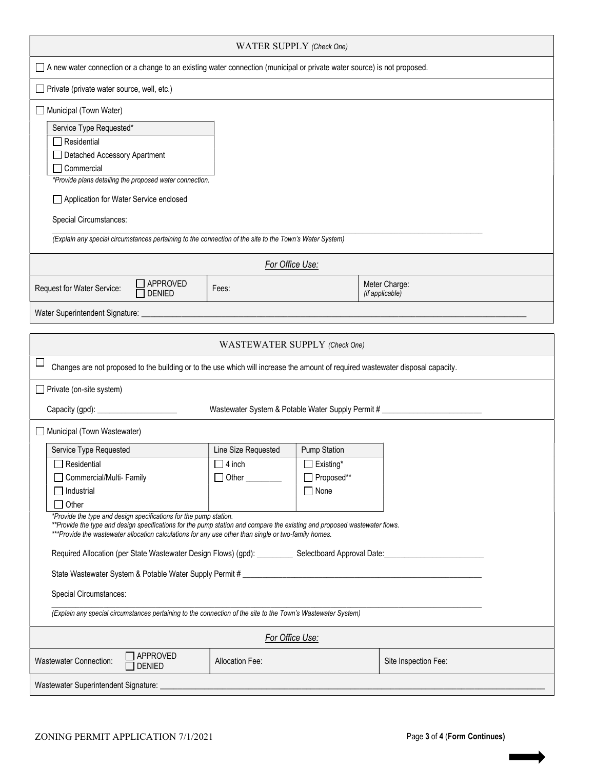## WATER SUPPLY *(Check One)*

☐ A new water connection or a change to an existing water connection (municipal or private water source) is not proposed.

☐ Private (private water source, well, etc.)

☐ Municipal (Town Water)

| Service Type Requested* |
| --- |
| ☐ Residential |
| ☐ Detached Accessory Apartment |
| ☐ Commercial |

*\*Provide plans detailing the proposed water connection.*

☐ Application for Water Service enclosed

Special Circumstances:

_______________________________________________________________________________

*(Explain any special circumstances pertaining to the connection of the site to the Town's Water System)*

### *For Office Use:*

| Request for Water Service: | ☐ APPROVED ☐ DENIED | Fees: | Meter Charge: *(if applicable)* |
| --- | --- | --- | --- |

Water Superintendent Signature: _______________________________________________

## WASTEWATER SUPPLY *(Check One)*

☐ Changes are not proposed to the building or to the use which will increase the amount of required wastewater disposal capacity.

☐ Private (on-site system)

Capacity (gpd): ___________________ Wastewater System & Potable Water Supply Permit # ________________________

☐ Municipal (Town Wastewater)

| Service Type Requested | Line Size Requested | Pump Station |
| --- | --- | --- |
| ☐ Residential | ☐ 4 inch | ☐ Existing* |
| ☐ Commercial/Multi- Family | ☐ Other ________ | ☐ Proposed** |
| ☐ Industrial | | ☐ None |
| ☐ Other | | |

*\*Provide the type and design specifications for the pump station.*
*\*\*Provide the type and design specifications for the pump station and compare the existing and proposed wastewater flows.*
*\*\*\*Provide the wastewater allocation calculations for any use other than single or two-family homes.*

Required Allocation (per State Wastewater Design Flows) (gpd): _________ Selectboard Approval Date:________________________

State Wastewater System & Potable Water Supply Permit # ___________________________________________________________

Special Circumstances:

_______________________________________________________________________________

*(Explain any special circumstances pertaining to the connection of the site to the Town's Wastewater System)*

### *For Office Use:*

| Wastewater Connection: | ☐ APPROVED ☐ DENIED | Allocation Fee: | Site Inspection Fee: |
| --- | --- | --- | --- |

Wastewater Superintendent Signature: _______________________________________________

ZONING PERMIT APPLICATION 7/1/2021

(**Form Continues**)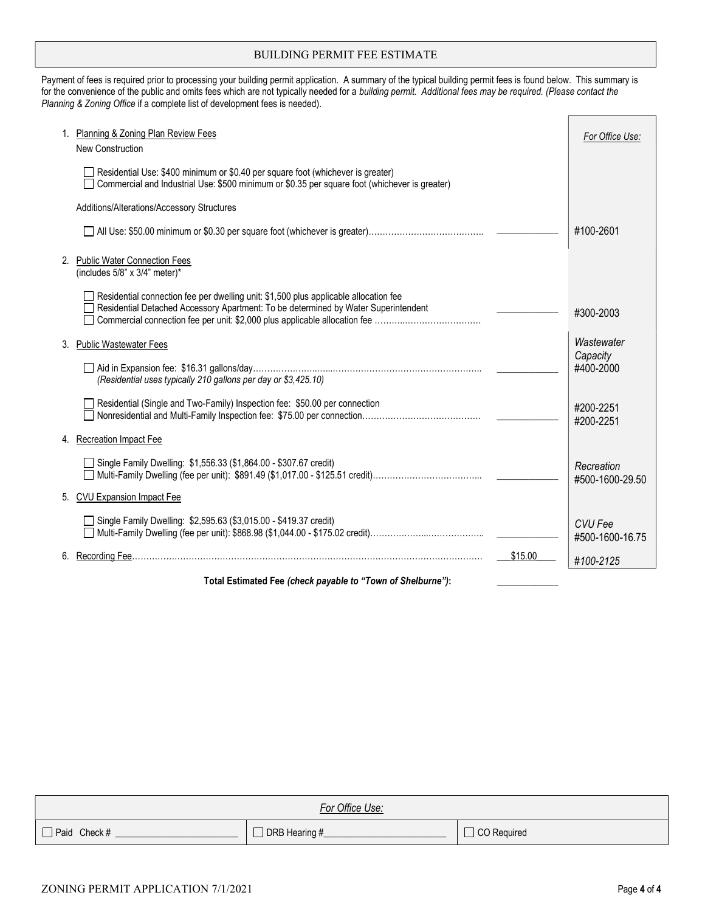## BUILDING PERMIT FEE ESTIMATE

Payment of fees is required prior to processing your building permit application. A summary of the typical building permit fees is found below. This summary is for the convenience of the public and omits fees which are not typically needed for a *building permit. Additional fees may be required. (Please contact the Planning & Zoning Office* if a complete list of development fees is needed).

| | | *For Office Use:* |
|---|---|---|
| 1. Planning & Zoning Plan Review Fees<br>New Construction<br>☐ Residential Use: $400 minimum or $0.40 per square foot (whichever is greater)<br>☐ Commercial and Industrial Use: $500 minimum or $0.35 per square foot (whichever is greater)<br>Additions/Alterations/Accessory Structures<br>☐ All Use: $50.00 minimum or $0.30 per square foot (whichever is greater)………………………………… | ____________ | #100-2601 |
| 2. Public Water Connection Fees<br>(includes 5/8" x 3/4" meter)*<br>☐ Residential connection fee per dwelling unit: $1,500 plus applicable allocation fee<br>☐ Residential Detached Accessory Apartment: To be determined by Water Superintendent<br>☐ Commercial connection fee per unit: $2,000 plus applicable allocation fee …………………………… | ____________ | #300-2003 |
| 3. Public Wastewater Fees<br>☐ Aid in Expansion fee: $16.31 gallons/day……………………………………………………………<br>*(Residential uses typically 210 gallons per day or $3,425.10)* | ____________ | *Wastewater Capacity* #400-2000 |
| ☐ Residential (Single and Two-Family) Inspection fee: $50.00 per connection<br>☐ Nonresidential and Multi-Family Inspection fee: $75.00 per connection…………………………………… | ____________ | #200-2251<br>#200-2251 |
| 4. Recreation Impact Fee<br>☐ Single Family Dwelling: $1,556.33 ($1,864.00 - $307.67 credit)<br>☐ Multi-Family Dwelling (fee per unit): $891.49 ($1,017.00 - $125.51 credit)……………………………… | ____________ | *Recreation* #500-1600-29.50 |
| 5. CVU Expansion Impact Fee<br>☐ Single Family Dwelling: $2,595.63 ($3,015.00 - $419.37 credit)<br>☐ Multi-Family Dwelling (fee per unit): $868.98 ($1,044.00 - $175.02 credit)……………………………… | ____________ | *CVU Fee* #500-1600-16.75 |
| 6. Recording Fee…………………………………………………………………………………………… | $15.00 | *#100-2125* |

**Total Estimated Fee *(check payable to "Town of Shelburne")*:** ____________

| *For Office Use:* | | |
|---|---|---|
| ☐ Paid Check # ________________ | ☐ DRB Hearing #________________ | ☐ CO Required |

ZONING PERMIT APPLICATION 7/1/2021